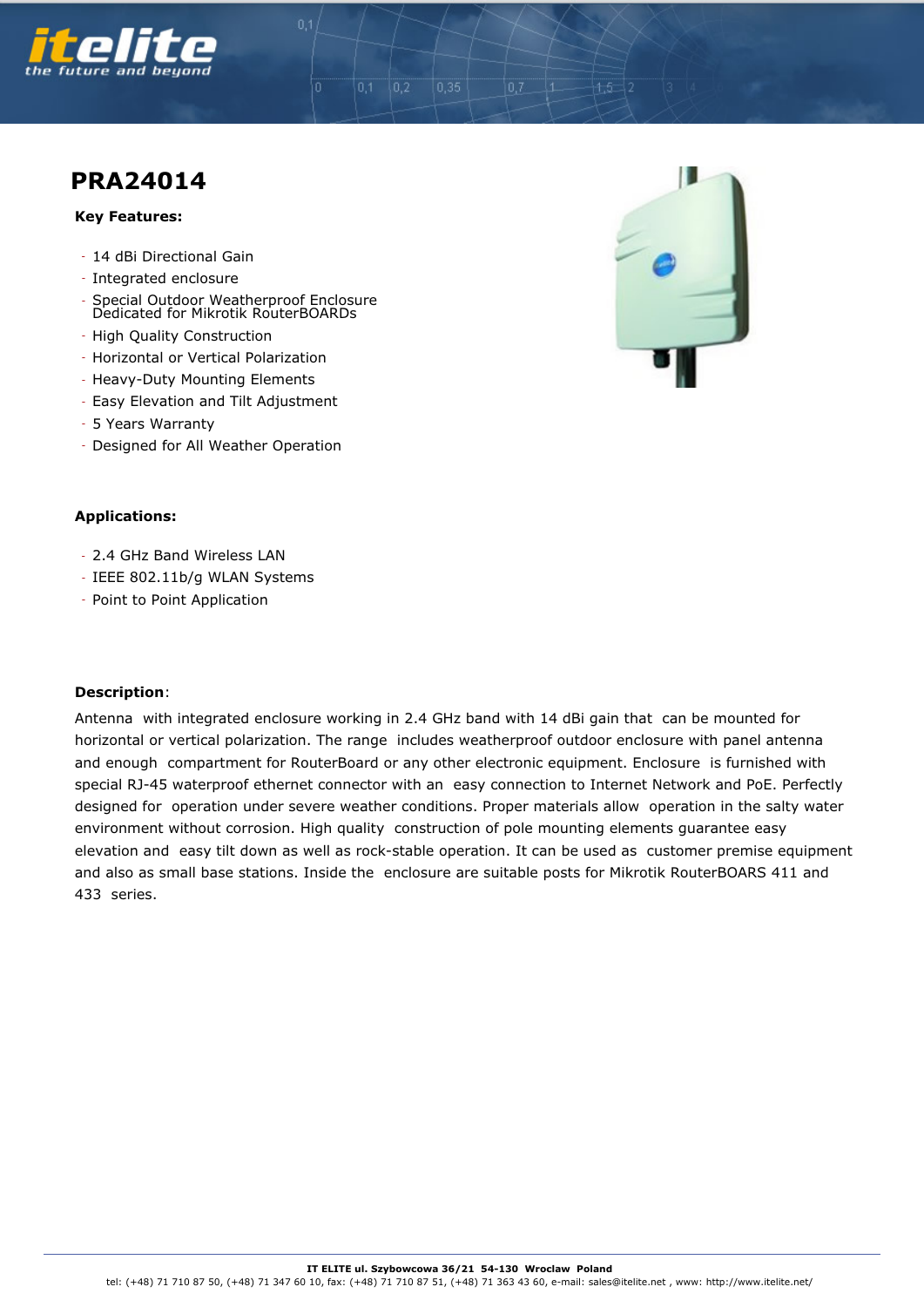# PRA24014

**Key Features:**

- 14 dBi Directional Gain
- Integrated enclosure
- Special Outdoor Weatherproof Enclosure Dedicated for Mikrotik RouterBOARDs
- High Quality Construction
- Horizontal or Vertical Polarization
- Heavy-Duty Mounting Elements
- Easy Elevation and Tilt Adjustment
- 5 Years Warranty
- Designed for All Weather Operation

**Applications:**

- 2.4 GHz Band Wireless LAN
- IEEE 802.11b/g WLAN Systems
- Point to Point Application

**Description**:

Antenna with integrated enclosure working in 2.4 GHz band with 14 dBi gain that can be mounted for horizontal or vertical polarization. The range includes weatherproof outdoor enclosure with panel antenna and enough compartment for RouterBoard or any other electronic equipment. Enclosure is furnished with special RJ-45 waterproof ethernet connector with an easy connection to Internet Network and PoE. Perfectly designed for operation under severe weather conditions. Proper materials allow operation in the salty water environment without corrosion. High quality construction of pole mounting elements guarantee easy elevation and easy tilt down as well as rock-stable operation. It can be used as customer premise equipment and also as small base stations. Inside the enclosure are suitable posts for Mikrotik RouterBOARS 411 and 433 series.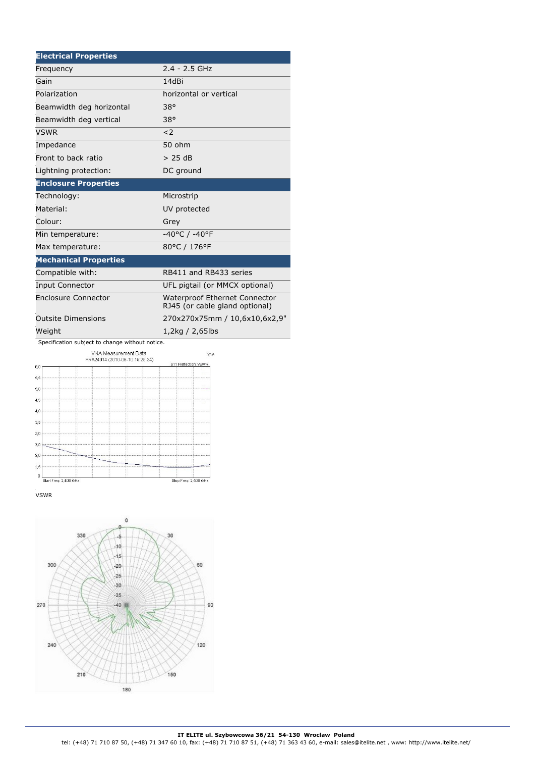| Electrical Properties | |
|---|---|
| Frequency | 2.4 - 2.5 GHz |
| Gain | 14dBi |
| Polarization | horizontal or vertical |
| Beamwidth deg horizontal | 38° |
| Beamwidth deg vertical | 38° |
| VSWR | <2 |
| Impedance | 50 ohm |
| Front to back ratio | > 25 dB |
| Lightning protection: | DC ground |
| **Enclosure Properties** | |
| Technology: | Microstrip |
| Material: | UV protected |
| Colour: | Grey |
| Min temperature: | -40°C / -40°F |
| Max temperature: | 80°C / 176°F |
| **Mechanical Properties** | |
| Compatible with: | RB411 and RB433 series |
| Input Connector | UFL pigtail (or MMCX optional) |
| Enclosure Connector | Waterproof Ethernet Connector RJ45 (or cable gland optional) |
| Outsite Dimensions | 270x270x75mm / 10,6x10,6x2,9" |
| Weight | 1,2kg / 2,65lbs |

Specification subject to change without notice.

VSWR

**IT ELITE ul. Szybowcowa 36/21 54-130 Wroclaw Poland**
tel: (+48) 71 710 87 50, (+48) 71 347 60 10, fax: (+48) 71 710 87 51, (+48) 71 363 43 60, e-mail: sales@itelite.net , www: http://www.itelite.net/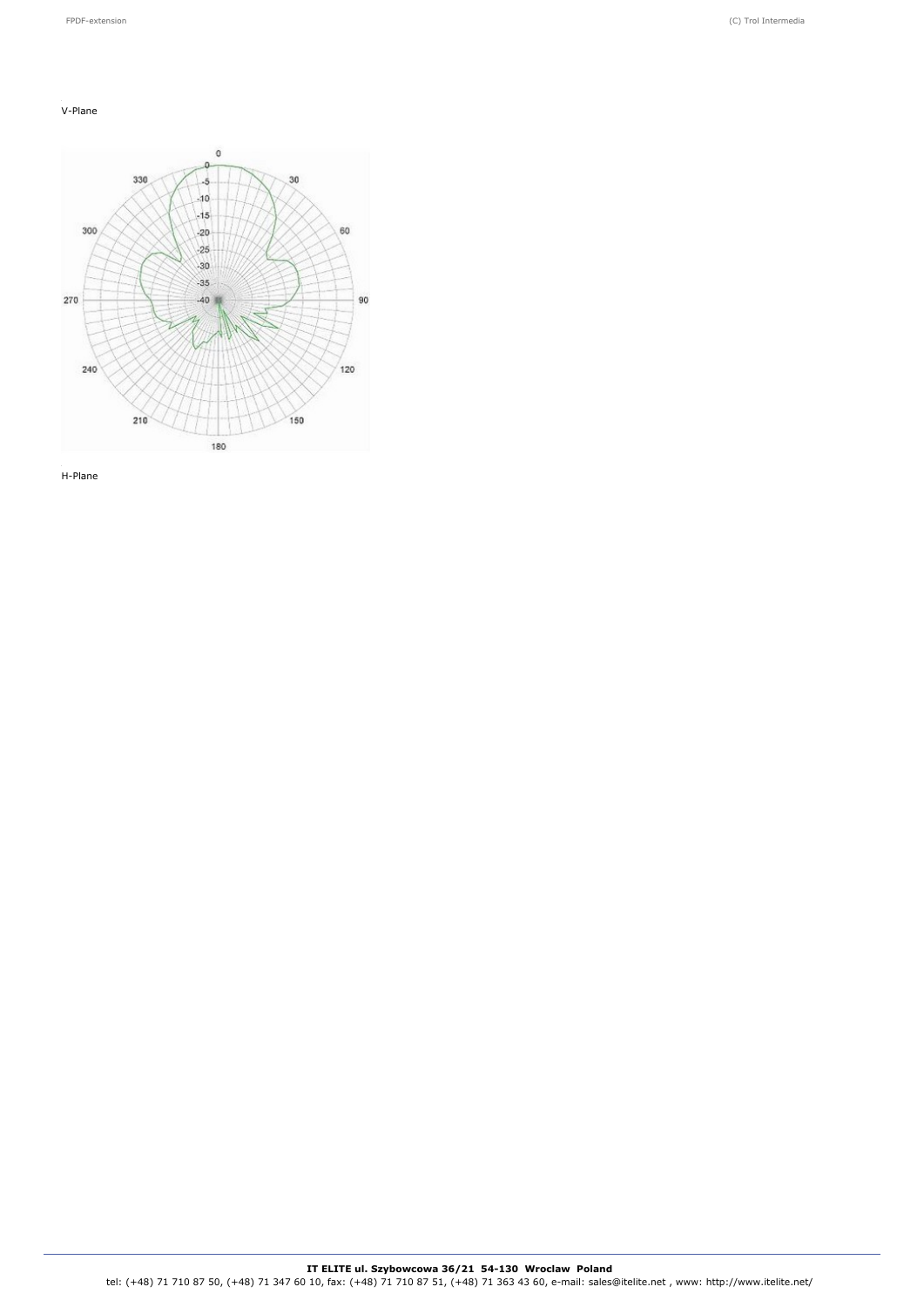V-Plane

0

330

30

300

60

270

90

240

120

210

150

180

0

-5

-10

-15

-20

-25

-30

-35

-40

H-Plane

**IT ELITE ul. Szybowcowa 36/21 54-130 Wroclaw Poland**

tel: (+48) 71 710 87 50, (+48) 71 347 60 10, fax: (+48) 71 710 87 51, (+48) 71 363 43 60, e-mail: sales@itelite.net , www: http://www.itelite.net/